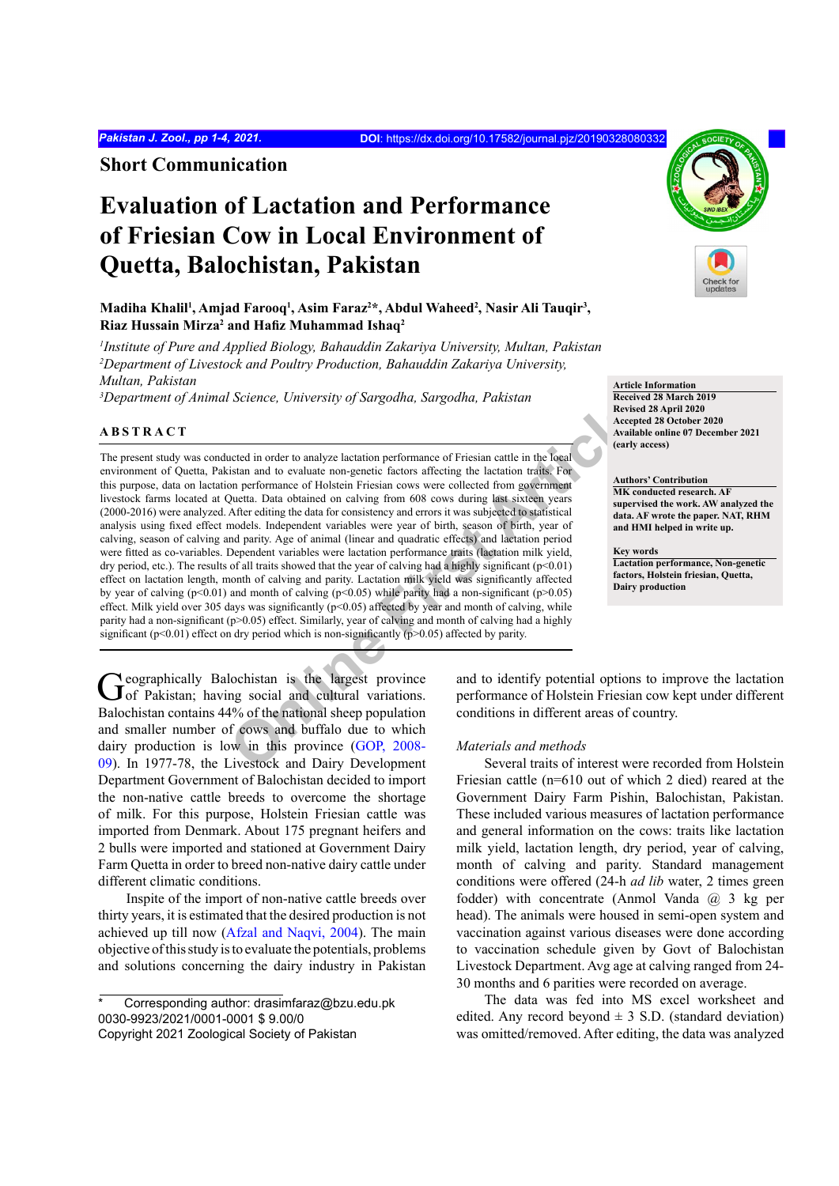## Short Communication

# Evaluation of Lactation and Performance of Friesian Cow in Local Environment of Quetta, Balochistan, Pakistan

**Madiha Khalil[1], Amjad Farooq[1], Asim Faraz[2]*, Abdul Waheed[2], Nasir Ali Tauqir[3], Riaz Hussain Mirza[2] and Hafiz Muhammad Ishaq[2]**

*[1]Institute of Pure and Applied Biology, Bahauddin Zakariya University, Multan, Pakistan*
*[2]Department of Livestock and Poultry Production, Bahauddin Zakariya University, Multan, Pakistan*
*[3]Department of Animal Science, University of Sargodha, Sargodha, Pakistan*

**Article Information**
Received 28 March 2019
Revised 28 April 2020
Accepted 28 October 2020
Available online 07 December 2021 (early access)

**Authors' Contribution**
MK conducted research. AF supervised the work. AW analyzed the data. AF wrote the paper. NAT, RHM and HMI helped in write up.

**Key words**
Lactation performance, Non-genetic factors, Holstein friesian, Quetta, Dairy production

## ABSTRACT

The present study was conducted in order to analyze lactation performance of Friesian cattle in the local environment of Quetta, Pakistan and to evaluate non-genetic factors affecting the lactation traits. For this purpose, data on lactation performance of Holstein Friesian cows were collected from government livestock farms located at Quetta. Data obtained on calving from 608 cows during last sixteen years (2000-2016) were analyzed. After editing the data for consistency and errors it was subjected to statistical analysis using fixed effect models. Independent variables were year of birth, season of birth, year of calving, season of calving and parity. Age of animal (linear and quadratic effects) and lactation period were fitted as co-variables. Dependent variables were lactation performance traits (lactation milk yield, dry period, etc.). The results of all traits showed that the year of calving had a highly significant ($p<0.01$) effect on lactation length, month of calving and parity. Lactation milk yield was significantly affected by year of calving ($p<0.01$) and month of calving ($p<0.05$) while parity had a non-significant ($p>0.05$) effect. Milk yield over 305 days was significantly ($p<0.05$) affected by year and month of calving, while parity had a non-significant ($p>0.05$) effect. Similarly, year of calving and month of calving had a highly significant ($p<0.01$) effect on dry period which is non-significantly ($p>0.05$) affected by parity.

Geographically Balochistan is the largest province of Pakistan; having social and cultural variations. Balochistan contains 44% of the national sheep population and smaller number of cows and buffalo due to which dairy production is low in this province (GOP, 2008-09). In 1977-78, the Livestock and Dairy Development Department Government of Balochistan decided to import the non-native cattle breeds to overcome the shortage of milk. For this purpose, Holstein Friesian cattle was imported from Denmark. About 175 pregnant heifers and 2 bulls were imported and stationed at Government Dairy Farm Quetta in order to breed non-native dairy cattle under different climatic conditions.

Inspite of the import of non-native cattle breeds over thirty years, it is estimated that the desired production is not achieved up till now (Afzal and Naqvi, 2004). The main objective of this study is to evaluate the potentials, problems and solutions concerning the dairy industry in Pakistan and to identify potential options to improve the lactation performance of Holstein Friesian cow kept under different conditions in different areas of country.

*Materials and methods*

Several traits of interest were recorded from Holstein Friesian cattle (n=610 out of which 2 died) reared at the Government Dairy Farm Pishin, Balochistan, Pakistan. These included various measures of lactation performance and general information on the cows: traits like lactation milk yield, lactation length, dry period, year of calving, month of calving and parity. Standard management conditions were offered (24-h *ad lib* water, 2 times green fodder) with concentrate (Anmol Vanda @ 3 kg per head). The animals were housed in semi-open system and vaccination against various diseases were done according to vaccination schedule given by Govt of Balochistan Livestock Department. Avg age at calving ranged from 24-30 months and 6 parities were recorded on average.

The data was fed into MS excel worksheet and edited. Any record beyond ± 3 S.D. (standard deviation) was omitted/removed. After editing, the data was analyzed

---

\* Corresponding author: drasimfaraz@bzu.edu.pk
0030-9923/2021/0001-0001 $ 9.00/0
Copyright 2021 Zoological Society of Pakistan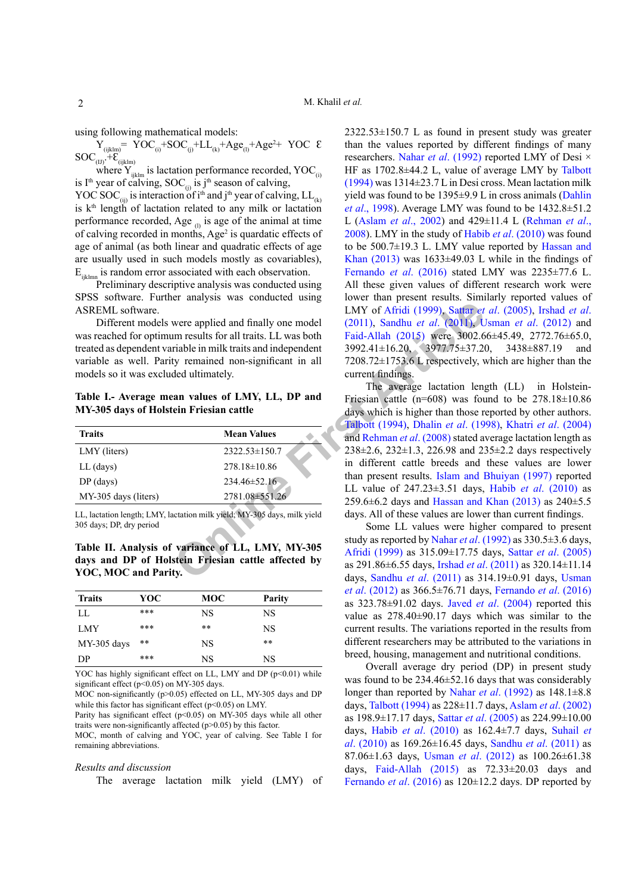using following mathematical models:

$$Y_{(ijklm)} = YOC_{(i)} + SOC_{(j)} + LL_{(k)} + Age_{(l)} + Age^2 + YOC \ \mathcal{E} \ SOC_{(IJ)} + \mathcal{E}_{(ijklm)}$$

where $Y_{ijklm}$ is lactation performance recorded, $YOC_{(i)}$ is I[th] year of calving, $SOC_{(j)}$ is j[th] season of calving, YOC $SOC_{(ij)}$ is interaction of i[th] and j[th] year of calving, $LL_{(k)}$ is k[th] length of lactation related to any milk or lactation performance recorded, Age $_{(l)}$ is age of the animal at time of calving recorded in months, $Age^2$ is quardatic effects of age of animal (as both linear and quadratic effects of age are usually used in such models mostly as covariables), $E_{ijklmn}$ is random error associated with each observation.

Preliminary descriptive analysis was conducted using SPSS software. Further analysis was conducted using ASREML software.

Different models were applied and finally one model was reached for optimum results for all traits. LL was both treated as dependent variable in milk traits and independent variable as well. Parity remained non-significant in all models so it was excluded ultimately.

**Table I.- Average mean values of LMY, LL, DP and MY-305 days of Holstein Friesian cattle**

| Traits | Mean Values |
|---|---|
| LMY (liters) | 2322.53±150.7 |
| LL (days) | 278.18±10.86 |
| DP (days) | 234.46±52.16 |
| MY-305 days (liters) | 2781.08±551.26 |

LL, lactation length; LMY, lactation milk yield; MY-305 days, milk yield 305 days; DP, dry period

**Table II. Analysis of variance of LL, LMY, MY-305 days and DP of Holstein Friesian cattle affected by YOC, MOC and Parity.**

| Traits | YOC | MOC | Parity |
|---|---|---|---|
| LL | *** | NS | NS |
| LMY | *** | ** | NS |
| MY-305 days | ** | NS | ** |
| DP | *** | NS | NS |

YOC has highly significant effect on LL, LMY and DP ($p<0.01$) while significant effect ($p<0.05$) on MY-305 days.
MOC non-significantly ($p>0.05$) effected on LL, MY-305 days and DP while this factor has significant effect ($p<0.05$) on LMY.
Parity has significant effect ($p<0.05$) on MY-305 days while all other traits were non-significantly affected ($p>0.05$) by this factor.
MOC, month of calving and YOC, year of calving. See Table I for remaining abbreviations.

## *Results and discussion*

The average lactation milk yield (LMY) of 2322.53±150.7 L as found in present study was greater than the values reported by different findings of many researchers. Nahar *et al.* (1992) reported LMY of Desi × HF as 1702.8±44.2 L, value of average LMY by Talbott (1994) was 1314±23.7 L in Desi cross. Mean lactation milk yield was found to be 1395±9.9 L in cross animals (Dahlin *et al*., 1998). Average LMY was found to be 1432.8±51.2 L (Aslam *et al*., 2002) and 429±11.4 L (Rehman *et al*., 2008). LMY in the study of Habib *et al*. (2010) was found to be 500.7±19.3 L. LMY value reported by Hassan and Khan (2013) was 1633±49.03 L while in the findings of Fernando *et al*. (2016) stated LMY was 2235±77.6 L. All these given values of different research work were lower than present results. Similarly reported values of LMY of Afridi (1999), Sattar *et al*. (2005), Irshad *et al*. (2011), Sandhu *et al*. (2011), Usman *et al*. (2012) and Faid-Allah (2015) were 3002.66±45.49, 2772.76±65.0, 3992.41±16.20, 3977.75±37.20, 3438±887.19 and 7208.72±1753.6 L respectively, which are higher than the current findings.

The average lactation length (LL) in Holstein-Friesian cattle (n=608) was found to be 278.18±10.86 days which is higher than those reported by other authors. Talbott (1994), Dhalin *et al*. (1998), Khatri *et al*. (2004) and Rehman *et al*. (2008) stated average lactation length as 238±2.6, 232±1.3, 226.98 and 235±2.2 days respectively in different cattle breeds and these values are lower than present results. Islam and Bhuiyan (1997) reported LL value of 247.23±3.51 days, Habib *et al*. (2010) as 259.6±6.2 days and Hassan and Khan (2013) as 240±5.5 days. All of these values are lower than current findings.

Some LL values were higher compared to present study as reported by Nahar *et al*. (1992) as 330.5±3.6 days, Afridi (1999) as 315.09±17.75 days, Sattar *et al*. (2005) as 291.86±6.55 days, Irshad *et al*. (2011) as 320.14±11.14 days, Sandhu *et al*. (2011) as 314.19±0.91 days, Usman *et al*. (2012) as 366.5±76.71 days, Fernando *et al*. (2016) as 323.78±91.02 days. Javed *et al*. (2004) reported this value as 278.40±90.17 days which was similar to the current results. The variations reported in the results from different researchers may be attributed to the variations in breed, housing, management and nutritional conditions.

Overall average dry period (DP) in present study was found to be 234.46±52.16 days that was considerably longer than reported by Nahar *et al*. (1992) as 148.1±8.8 days, Talbott (1994) as 228±11.7 days, Aslam *et al*. (2002) as 198.9±17.17 days, Sattar *et al*. (2005) as 224.99±10.00 days, Habib *et al*. (2010) as 162.4±7.7 days, Suhail *et al*. (2010) as 169.26±16.45 days, Sandhu *et al*. (2011) as 87.06±1.63 days, Usman *et al*. (2012) as 100.26±61.38 days, Faid-Allah (2015) as 72.33±20.03 days and Fernando *et al*. (2016) as 120±12.2 days. DP reported by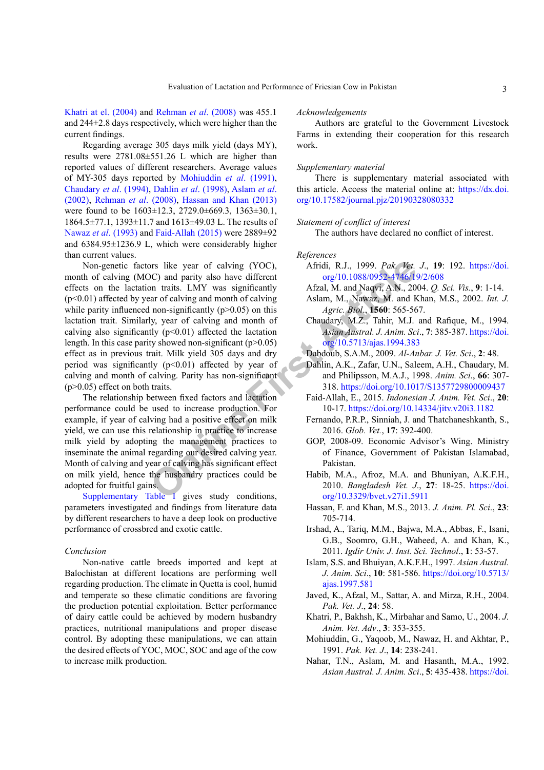Khatri at el. (2004) and Rehman *et al*. (2008) was 455.1 and 244±2.8 days respectively, which were higher than the current findings.

Regarding average 305 days milk yield (days MY), results were 2781.08±551.26 L which are higher than reported values of different researchers. Average values of MY-305 days reported by Mohiuddin *et al*. (1991), Chaudary *et al*. (1994), Dahlin *et al*. (1998), Aslam *et al*. (2002), Rehman *et al*. (2008), Hassan and Khan (2013) were found to be 1603±12.3, 2729.0±669.3, 1363±30.1, 1864.5±77.1, 1393±11.7 and 1613±49.03 L. The results of Nawaz *et al*. (1993) and Faid-Allah (2015) were 2889±92 and 6384.95±1236.9 L, which were considerably higher than current values.

Non-genetic factors like year of calving (YOC), month of calving (MOC) and parity also have different effects on the lactation traits. LMY was significantly ($p<0.01$) affected by year of calving and month of calving while parity influenced non-significantly ($p>0.05$) on this lactation trait. Similarly, year of calving and month of calving also significantly ($p<0.01$) affected the lactation length. In this case parity showed non-significant ($p>0.05$) effect as in previous trait. Milk yield 305 days and dry period was significantly ($p<0.01$) affected by year of calving and month of calving. Parity has non-significant ($p>0.05$) effect on both traits.

The relationship between fixed factors and lactation performance could be used to increase production. For example, if year of calving had a positive effect on milk yield, we can use this relationship in practice to increase milk yield by adopting the management practices to inseminate the animal regarding our desired calving year. Month of calving and year of calving has significant effect on milk yield, hence the husbandry practices could be adopted for fruitful gains.

Supplementary Table I gives study conditions, parameters investigated and findings from literature data by different researchers to have a deep look on productive performance of crossbred and exotic cattle.

*Conclusion*

Non-native cattle breeds imported and kept at Balochistan at different locations are performing well regarding production. The climate in Quetta is cool, humid and temperate so these climatic conditions are favoring the production potential exploitation. Better performance of dairy cattle could be achieved by modern husbandry practices, nutritional manipulations and proper disease control. By adopting these manipulations, we can attain the desired effects of YOC, MOC, SOC and age of the cow to increase milk production.

*Acknowledgements*

Authors are grateful to the Government Livestock Farms in extending their cooperation for this research work.

*Supplementary material*

There is supplementary material associated with this article. Access the material online at: https://dx.doi.org/10.17582/journal.pjz/20190328080332

*Statement of conflict of interest*

The authors have declared no conflict of interest.

*References*

Afridi, R.J., 1999. *Pak. Vet. J*., **19**: 192. https://doi.org/10.1088/0952-4746/19/2/608

Afzal, M. and Naqvi, A.N., 2004. *Q. Sci. Vis.*, **9**: 1-14.

Aslam, M., Nawaz, M. and Khan, M.S., 2002. *Int. J. Agric. Biol*., **1560**: 565-567.

Chaudary, M.Z., Tahir, M.J. and Rafique, M., 1994. *Asian Austral. J. Anim. Sci*., **7**: 385-387. https://doi.org/10.5713/ajas.1994.383

Dabdoub, S.A.M., 2009. *Al-Anbar. J. Vet. Sci*., **2**: 48.

Dahlin, A.K., Zafar, U.N., Saleem, A.H., Chaudary, M. and Philipsson, M.A.J., 1998. *Anim. Sci*., **66**: 307-318. https://doi.org/10.1017/S1357729800009437

Faid-Allah, E., 2015. *Indonesian J. Anim. Vet. Sci*., **20**: 10-17. https://doi.org/10.14334/jitv.v20i3.1182

Fernando, P.R.P., Sinniah, J. and Thatchaneshkanth, S., 2016. *Glob. Vet.*, **17**: 392-400.

GOP, 2008-09. Economic Advisor's Wing. Ministry of Finance, Government of Pakistan Islamabad, Pakistan.

Habib, M.A., Afroz, M.A. and Bhuniyan, A.K.F.H., 2010. *Bangladesh Vet. J*., **27**: 18-25. https://doi.org/10.3329/bvet.v27i1.5911

Hassan, F. and Khan, M.S., 2013. *J. Anim. Pl. Sci*., **23**: 705-714.

Irshad, A., Tariq, M.M., Bajwa, M.A., Abbas, F., Isani, G.B., Soomro, G.H., Waheed, A. and Khan, K., 2011. *Igdir Univ. J. Inst. Sci. Technol*., **1**: 53-57.

Islam, S.S. and Bhuiyan, A.K.F.H., 1997. *Asian Austral. J. Anim. Sci*., **10**: 581-586. https://doi.org/10.5713/ajas.1997.581

Javed, K., Afzal, M., Sattar, A. and Mirza, R.H., 2004. *Pak. Vet. J*., **24**: 58.

Khatri, P., Bakhsh, K., Mirbahar and Samo, U., 2004. *J. Anim. Vet. Adv*., **3**: 353-355.

Mohiuddin, G., Yaqoob, M., Nawaz, H. and Akhtar, P., 1991. *Pak. Vet. J*., **14**: 238-241.

Nahar, T.N., Aslam, M. and Hasanth, M.A., 1992. *Asian Austral. J. Anim. Sci*., **5**: 435-438. https://doi.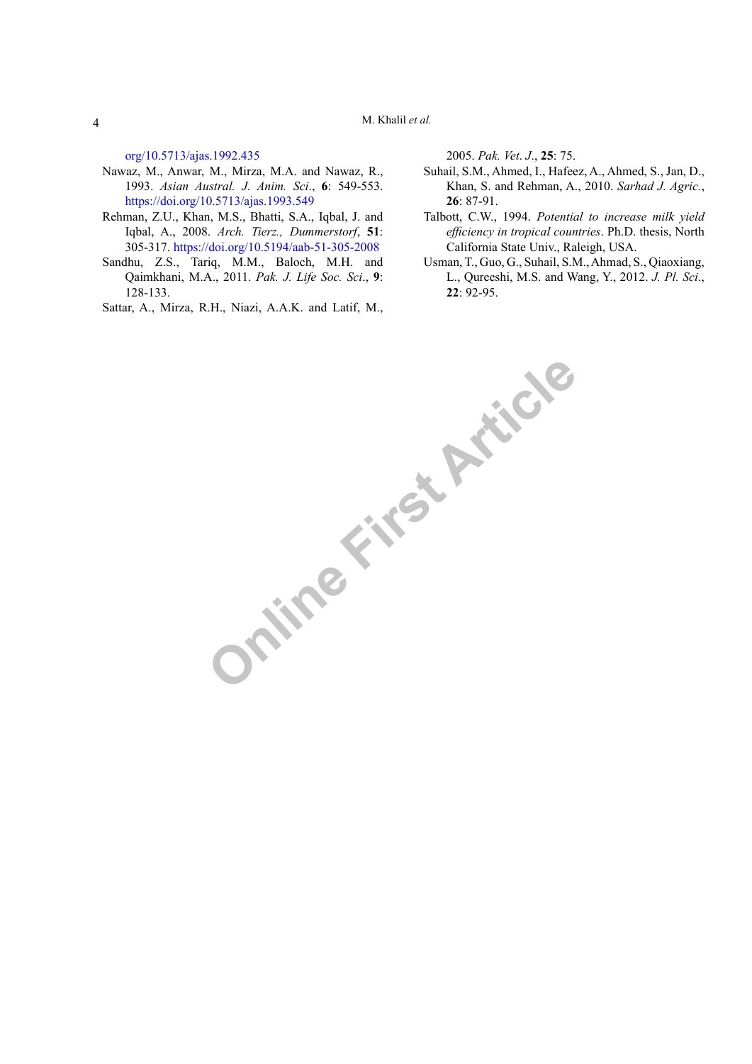org/10.5713/ajas.1992.435

Nawaz, M., Anwar, M., Mirza, M.A. and Nawaz, R., 1993. *Asian Austral. J. Anim. Sci*., **6**: 549-553. https://doi.org/10.5713/ajas.1993.549

Rehman, Z.U., Khan, M.S., Bhatti, S.A., Iqbal, J. and Iqbal, A., 2008. *Arch. Tierz., Dummerstorf*, **51**: 305-317. https://doi.org/10.5194/aab-51-305-2008

Sandhu, Z.S., Tariq, M.M., Baloch, M.H. and Qaimkhani, M.A., 2011. *Pak. J. Life Soc. Sci*., **9**: 128-133.

Sattar, A., Mirza, R.H., Niazi, A.A.K. and Latif, M., 2005. *Pak. Vet. J*., **25**: 75.

Suhail, S.M., Ahmed, I., Hafeez, A., Ahmed, S., Jan, D., Khan, S. and Rehman, A., 2010. *Sarhad J. Agric.*, **26**: 87-91.

Talbott, C.W., 1994. *Potential to increase milk yield efficiency in tropical countries*. Ph.D. thesis, North California State Univ., Raleigh, USA.

Usman, T., Guo, G., Suhail, S.M., Ahmad, S., Qiaoxiang, L., Qureeshi, M.S. and Wang, Y., 2012. *J. Pl. Sci*., **22**: 92-95.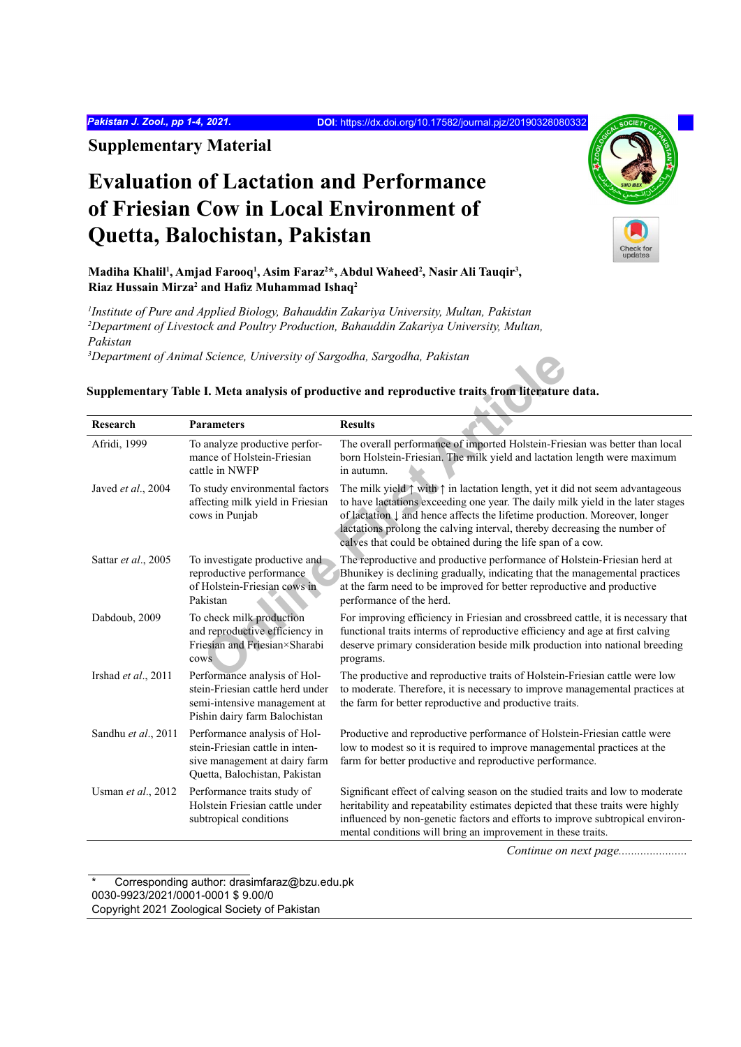## Supplementary Material

# Evaluation of Lactation and Performance of Friesian Cow in Local Environment of Quetta, Balochistan, Pakistan

**Madiha Khalil[1], Amjad Farooq[1], Asim Faraz[2]*, Abdul Waheed[2], Nasir Ali Tauqir[3], Riaz Hussain Mirza[2] and Hafiz Muhammad Ishaq[2]**

*[1]Institute of Pure and Applied Biology, Bahauddin Zakariya University, Multan, Pakistan*
*[2]Department of Livestock and Poultry Production, Bahauddin Zakariya University, Multan, Pakistan*
*[3]Department of Animal Science, University of Sargodha, Sargodha, Pakistan*

**Supplementary Table I. Meta analysis of productive and reproductive traits from literature data.**

| Research | Parameters | Results |
|---|---|---|
| Afridi, 1999 | To analyze productive performance of Holstein-Friesian cattle in NWFP | The overall performance of imported Holstein-Friesian was better than local born Holstein-Friesian. The milk yield and lactation length were maximum in autumn. |
| Javed *et al*., 2004 | To study environmental factors affecting milk yield in Friesian cows in Punjab | The milk yield ↑ with ↑ in lactation length, yet it did not seem advantageous to have lactations exceeding one year. The daily milk yield in the later stages of lactation ↓ and hence affects the lifetime production. Moreover, longer lactations prolong the calving interval, thereby decreasing the number of calves that could be obtained during the life span of a cow. |
| Sattar *et al*., 2005 | To investigate productive and reproductive performance of Holstein-Friesian cows in Pakistan | The reproductive and productive performance of Holstein-Friesian herd at Bhunikey is declining gradually, indicating that the managemental practices at the farm need to be improved for better reproductive and productive performance of the herd. |
| Dabdoub, 2009 | To check milk production and reproductive efficiency in Friesian and Friesian×Sharabi cows | For improving efficiency in Friesian and crossbreed cattle, it is necessary that functional traits interms of reproductive efficiency and age at first calving deserve primary consideration beside milk production into national breeding programs. |
| Irshad *et al*., 2011 | Performance analysis of Holstein-Friesian cattle herd under semi-intensive management at Pishin dairy farm Balochistan | The productive and reproductive traits of Holstein-Friesian cattle were low to moderate. Therefore, it is necessary to improve managemental practices at the farm for better reproductive and productive traits. |
| Sandhu *et al*., 2011 | Performance analysis of Holstein-Friesian cattle in intensive management at dairy farm Quetta, Balochistan, Pakistan | Productive and reproductive performance of Holstein-Friesian cattle were low to modest so it is required to improve managemental practices at the farm for better productive and reproductive performance. |
| Usman *et al*., 2012 | Performance traits study of Holstein Friesian cattle under subtropical conditions | Significant effect of calving season on the studied traits and low to moderate heritability and repeatability estimates depicted that these traits were highly influenced by non-genetic factors and efforts to improve subtropical environmental conditions will bring an improvement in these traits. |

*Continue on next page......................*

\* Corresponding author: drasimfaraz@bzu.edu.pk
0030-9923/2021/0001-0001 $ 9.00/0
Copyright 2021 Zoological Society of Pakistan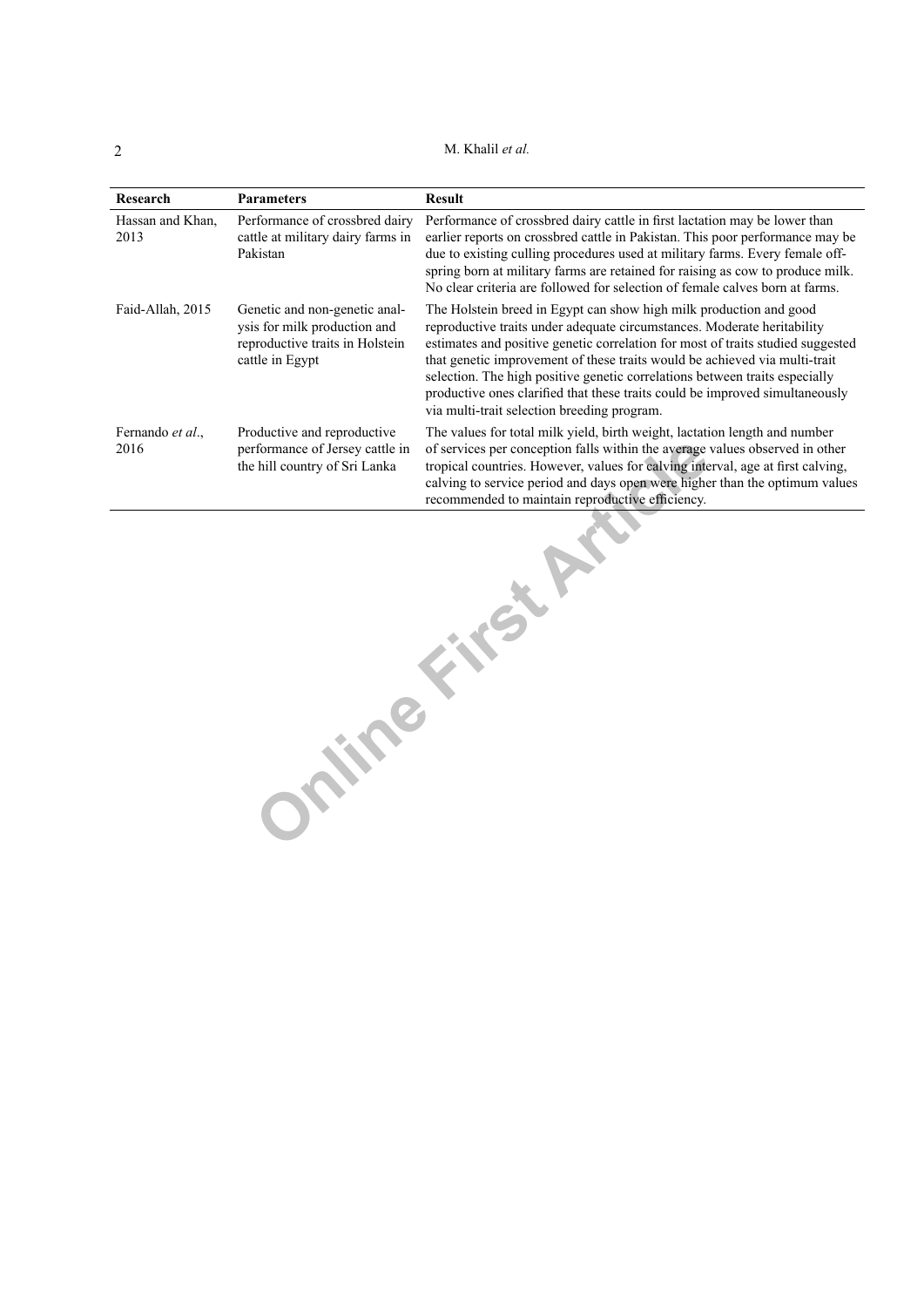| Research | Parameters | Result |
|---|---|---|
| Hassan and Khan, 2013 | Performance of crossbred dairy cattle at military dairy farms in Pakistan | Performance of crossbred dairy cattle in first lactation may be lower than earlier reports on crossbred cattle in Pakistan. This poor performance may be due to existing culling procedures used at military farms. Every female off-spring born at military farms are retained for raising as cow to produce milk. No clear criteria are followed for selection of female calves born at farms. |
| Faid-Allah, 2015 | Genetic and non-genetic analysis for milk production and reproductive traits in Holstein cattle in Egypt | The Holstein breed in Egypt can show high milk production and good reproductive traits under adequate circumstances. Moderate heritability estimates and positive genetic correlation for most of traits studied suggested that genetic improvement of these traits would be achieved via multi-trait selection. The high positive genetic correlations between traits especially productive ones clarified that these traits could be improved simultaneously via multi-trait selection breeding program. |
| Fernando *et al*., 2016 | Productive and reproductive performance of Jersey cattle in the hill country of Sri Lanka | The values for total milk yield, birth weight, lactation length and number of services per conception falls within the average values observed in other tropical countries. However, values for calving interval, age at first calving, calving to service period and days open were higher than the optimum values recommended to maintain reproductive efficiency. |